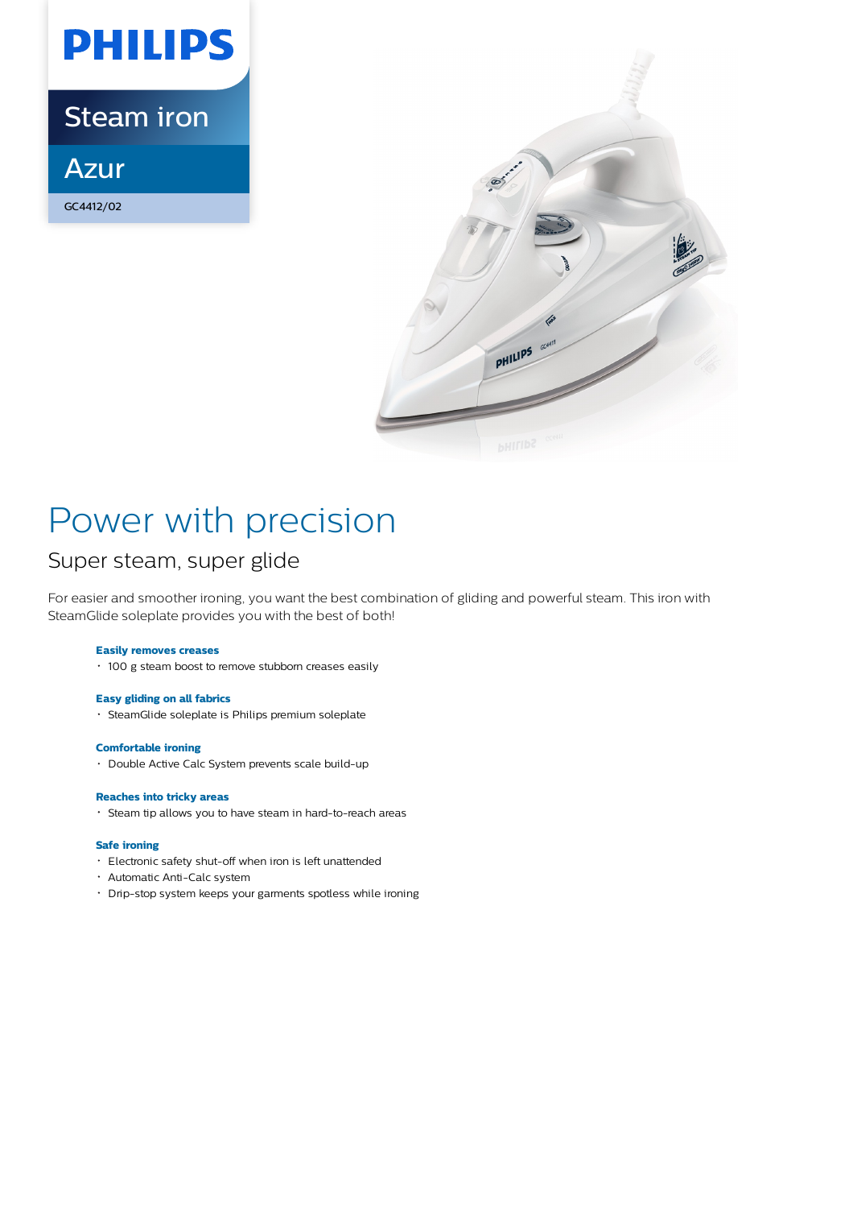PHILIPS

Steam iron

Azur

GC4412/02

# Power with precision

## Super steam, super glide

For easier and smoother ironing, you want the best combination of gliding and powerful steam. This iron with SteamGlide soleplate provides you with the best of both!

**Easily removes creases**

- 100 g steam boost to remove stubborn creases easily

**Easy gliding on all fabrics**

- SteamGlide soleplate is Philips premium soleplate

**Comfortable ironing**

- Double Active Calc System prevents scale build-up

**Reaches into tricky areas**

- Steam tip allows you to have steam in hard-to-reach areas

**Safe ironing**

- Electronic safety shut-off when iron is left unattended
- Automatic Anti-Calc system
- Drip-stop system keeps your garments spotless while ironing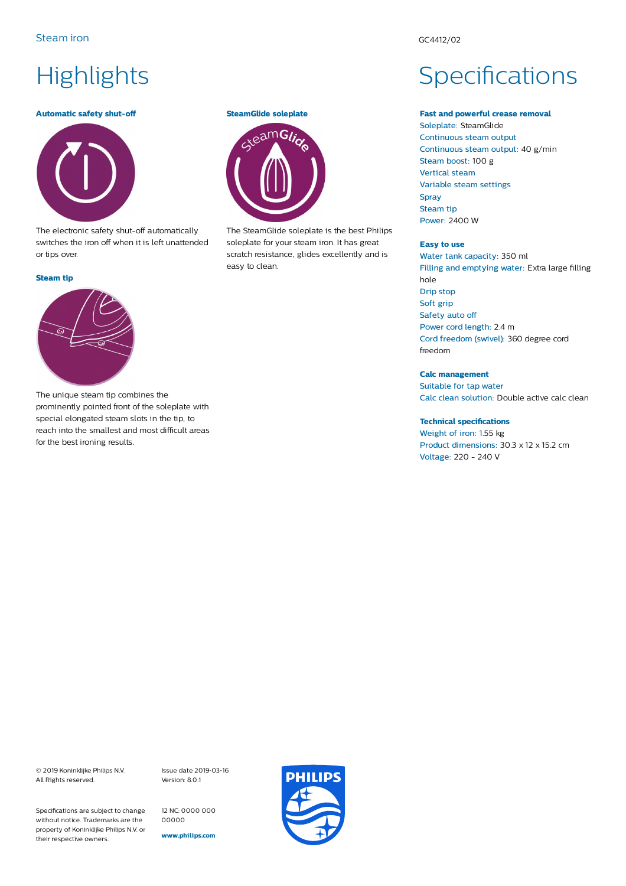# Highlights

### Automatic safety shut-off

The electronic safety shut-off automatically switches the iron off when it is left unattended or tips over.

### Steam tip

The unique steam tip combines the prominently pointed front of the soleplate with special elongated steam slots in the tip, to reach into the smallest and most difficult areas for the best ironing results.

### SteamGlide soleplate

The SteamGlide soleplate is the best Philips soleplate for your steam iron. It has great scratch resistance, glides excellently and is easy to clean.

# Specifications

### Fast and powerful crease removal

- Soleplate: SteamGlide
- Continuous steam output
- Continuous steam output: 40 g/min
- Steam boost: 100 g
- Vertical steam
- Variable steam settings
- Spray
- Steam tip
- Power: 2400 W

### Easy to use

- Water tank capacity: 350 ml
- Filling and emptying water: Extra large filling hole
- Drip stop
- Soft grip
- Safety auto off
- Power cord length: 2.4 m
- Cord freedom (swivel): 360 degree cord freedom

### Calc management

- Suitable for tap water
- Calc clean solution: Double active calc clean

### Technical specifications

- Weight of iron: 1.55 kg
- Product dimensions: 30.3 x 12 x 15.2 cm
- Voltage: 220 - 240 V

© 2019 Koninklijke Philips N.V.
All Rights reserved.

Specifications are subject to change without notice. Trademarks are the property of Koninklijke Philips N.V. or their respective owners.

Issue date 2019-03-16
Version: 8.0.1

12 NC: 0000 000 00000

www.philips.com